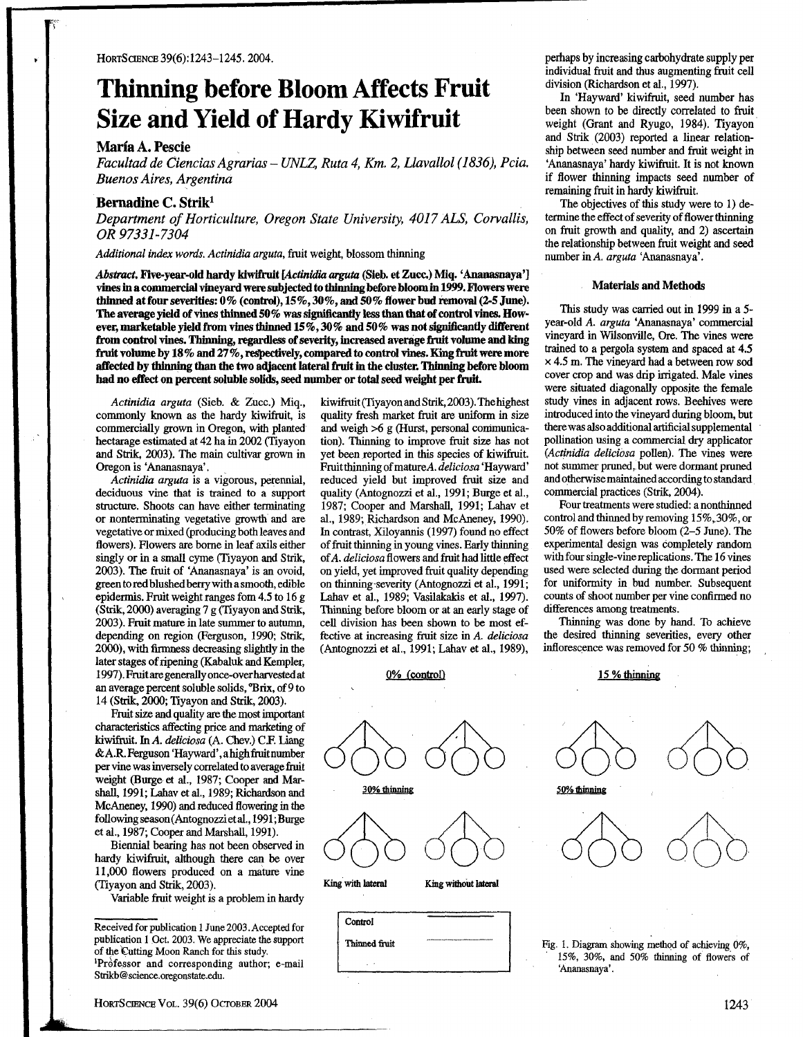# Thinning before Bloom Affects Fruit Size and Yield of Hardy Kiwifruit

## María A. Pescie

*Facultad de Ciencias Agrarias – UNLZ, Ruta 4, Km. 2, Llavallol (1836), Pcia. Buenos Aires, Argentina*

## Bernadine C. Strik[1]

*Department of Horticulture, Oregon State University, 4017 ALS, Corvallis, OR 97331-7304*

*Additional index words.* *Actinidia arguta*, fruit weight, blossom thinning

***Abstract.*** **Five-year-old hardy kiwifruit [*Actinidia arguta* (Sieb. et Zucc.) Miq. 'Ananasnaya'] vines in a commercial vineyard were subjected to thinning before bloom in 1999. Flowers were thinned at four severities: 0% (control), 15%, 30%, and 50% flower bud removal (2-5 June). The average yield of vines thinned 50% was significantly less than that of control vines. However, marketable yield from vines thinned 15%, 30% and 50% was not significantly different from control vines. Thinning, regardless of severity, increased average fruit volume and king fruit volume by 18% and 27%, respectively, compared to control vines. King fruit were more affected by thinning than the two adjacent lateral fruit in the cluster. Thinning before bloom had no effect on percent soluble solids, seed number or total seed weight per fruit.**

*Actinidia arguta* (Sieb. & Zucc.) Miq., commonly known as the hardy kiwifruit, is commercially grown in Oregon, with planted hectarage estimated at 42 ha in 2002 (Tiyayon and Strik, 2003). The main cultivar grown in Oregon is 'Ananasnaya'.

*Actinidia arguta* is a vigorous, perennial, deciduous vine that is trained to a support structure. Shoots can have either terminating or nonterminating vegetative growth and are vegetative or mixed (producing both leaves and flowers). Flowers are borne in leaf axils either singly or in a small cyme (Tiyayon and Strik, 2003). The fruit of 'Ananasnaya' is an ovoid, green to red blushed berry with a smooth, edible epidermis. Fruit weight ranges fom 4.5 to 16 g (Strik, 2000) averaging 7 g (Tiyayon and Strik, 2003). Fruit mature in late summer to autumn, depending on region (Ferguson, 1990; Strik, 2000), with firmness decreasing slightly in the later stages of ripening (Kabaluk and Kempler, 1997). Fruit are generally once-over harvested at an average percent soluble solids, °Brix, of 9 to 14 (Strik, 2000; Tiyayon and Strik, 2003).

Fruit size and quality are the most important characteristics affecting price and marketing of kiwifruit. In *A. deliciosa* (A. Chev.) C.F. Liang & A.R. Ferguson 'Hayward', a high fruit number per vine was inversely correlated to average fruit weight (Burge et al., 1987; Cooper and Marshall, 1991; Lahav et al., 1989; Richardson and McAneney, 1990) and reduced flowering in the following season (Antognozzi et al., 1991; Burge et al., 1987; Cooper and Marshall, 1991).

Biennial bearing has not been observed in hardy kiwifruit, although there can be over 11,000 flowers produced on a mature vine (Tiyayon and Strik, 2003).

Variable fruit weight is a problem in hardy kiwifruit (Tiyayon and Strik, 2003). The highest quality fresh market fruit are uniform in size and weigh >6 g (Hurst, personal communication). Thinning to improve fruit size has not yet been reported in this species of kiwifruit. Fruit thinning of mature *A. deliciosa* 'Hayward' reduced yield but improved fruit size and quality (Antognozzi et al., 1991; Burge et al., 1987; Cooper and Marshall, 1991; Lahav et al., 1989; Richardson and McAneney, 1990). In contrast, Xiloyannis (1997) found no effect of fruit thinning in young vines. Early thinning of *A. deliciosa* flowers and fruit had little effect on yield, yet improved fruit quality depending on thinning severity (Antognozzi et al., 1991; Lahav et al., 1989; Vasilakakis et al., 1997). Thinning before bloom or at an early stage of cell division has been shown to be most effective at increasing fruit size in *A. deliciosa* (Antognozzi et al., 1991; Lahav et al., 1989), perhaps by increasing carbohydrate supply per individual fruit and thus augmenting fruit cell division (Richardson et al., 1997).

In 'Hayward' kiwifruit, seed number has been shown to be directly correlated to fruit weight (Grant and Ryugo, 1984). Tiyayon and Strik (2003) reported a linear relationship between seed number and fruit weight in 'Ananasnaya' hardy kiwifruit. It is not known if flower thinning impacts seed number of remaining fruit in hardy kiwifruit.

The objectives of this study were to 1) determine the effect of severity of flower thinning on fruit growth and quality, and 2) ascertain the relationship between fruit weight and seed number in *A. arguta* 'Ananasnaya'.

### Materials and Methods

This study was carried out in 1999 in a 5-year-old *A. arguta* 'Ananasnaya' commercial vineyard in Wilsonville, Ore. The vines were trained to a pergola system and spaced at 4.5 × 4.5 m. The vineyard had a between row sod cover crop and was drip irrigated. Male vines were situated diagonally opposite the female study vines in adjacent rows. Beehives were introduced into the vineyard during bloom, but there was also additional artificial supplemental pollination using a commercial dry applicator (*Actinidia deliciosa* pollen). The vines were not summer pruned, but were dormant pruned and otherwise maintained according to standard commercial practices (Strik, 2004).

Four treatments were studied: a nonthinned control and thinned by removing 15%, 30%, or 50% of flowers before bloom (2–5 June). The experimental design was completely random with four single-vine replications. The 16 vines used were selected during the dormant period for uniformity in bud number. Subsequent counts of shoot number per vine confirmed no differences among treatments.

Thinning was done by hand. To achieve the desired thinning severities, every other inflorescence was removed for 50 % thinning;

0% (control) — 15 % thinning — 30% thinning — 50% thinning

King with lateral — King without lateral

Control — Thinned fruit

Fig. 1. Diagram showing method of achieving 0%, 15%, 30%, and 50% thinning of flowers of 'Ananasnaya'.

---

Received for publication 1 June 2003. Accepted for publication 1 Oct. 2003. We appreciate the support of the Cutting Moon Ranch for this study.

[1]Professor and corresponding author; e-mail Strikb@science.oregonstate.edu.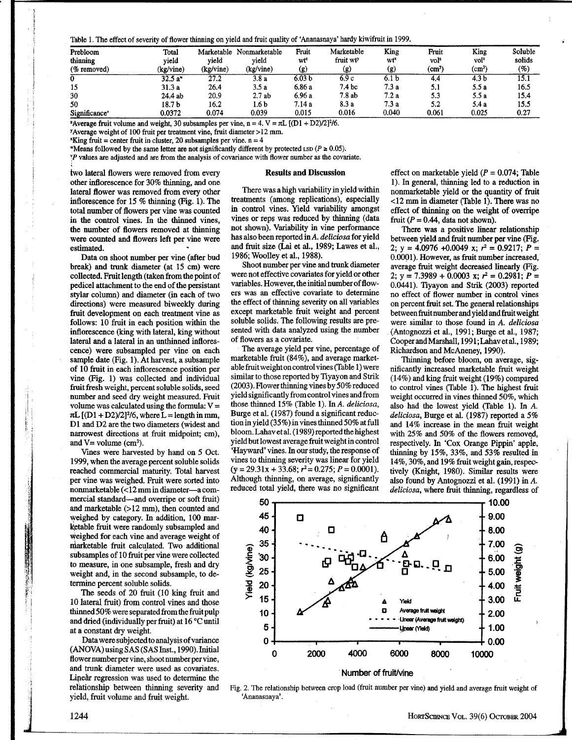Table 1. The effect of severity of flower thinning on yield and fruit quality of 'Ananasnaya' hardy kiwifruit in 1999.

| Prebloom thinning (% removed) | Total yield (kg/vine) | Marketable yield (kg/vine) | Nonmarketable yield (kg/vine) | Fruit wt[z] (g) | Marketable fruit wt[y] (g) | King wt[x] (g) | Fruit vol[z] (cm³) | King vol[x] (cm³) | Soluble solids (%) |
|---|---|---|---|---|---|---|---|---|---|
| 0 | 32.5 a[w] | 27.2 | 3.8 a | 6.03 b | 6.9 c | 6.1 b | 4.4 | 4.3 b | 15.1 |
| 15 | 31.3 a | 26.4 | 3.5 a | 6.86 a | 7.4 bc | 7.3 a | 5.1 | 5.5 a | 16.5 |
| 30 | 24.4 ab | 20.9 | 2.7 ab | 6.96 a | 7.8 ab | 7.2 a | 5.3 | 5.5 a | 15.4 |
| 50 | 18.7 b | 16.2 | 1.6 b | 7.14 a | 8.3 a | 7.3 a | 5.2 | 5.4 a | 15.5 |
| Significance[v] | 0.0372 | 0.074 | 0.039 | 0.015 | 0.016 | 0.040 | 0.061 | 0.025 | 0.27 |

[z]Average fruit volume and weight, 30 subsamples per vine, n = 4. $V = \pi L\,[(D1 + D2)/2]^2/6$.

[y]Average weight of 100 fruit per treatment vine, fruit diameter >12 mm.

[x]King fruit = center fruit in cluster, 20 subsamples per vine. n = 4

[w]Means followed by the same letter are not significantly different by protected LSD ($P \geq 0.05$).

[v]P values are adjusted and are from the analysis of covariance with flower number as the covariate.

two lateral flowers were removed from every other inflorescence for 30% thinning, and one lateral flower was removed from every other inflorescence for 15 % thinning (Fig. 1). The total number of flowers per vine was counted in the control vines. In the thinned vines, the number of flowers removed at thinning were counted and flowers left per vine were estimated.

Data on shoot number per vine (after bud break) and trunk diameter (at 15 cm) were collected. Fruit length (taken from the point of pedicel attachment to the end of the persistant stylar column) and diameter (in each of two directions) were measured biweekly during fruit development on each treatment vine as follows: 10 fruit in each position within the inflorescence (king with lateral, king without lateral and a lateral in an unthinned inflorescence) were subsampled per vine on each sample date (Fig. 1). At harvest, a subsample of 10 fruit in each inflorescence position per vine (Fig. 1) was collected and individual fruit fresh weight, percent soluble solids, seed number and seed dry weight measured. Fruit volume was calculated using the formula: $V = \pi L\,[(D1 + D2)/2]^2/6$, where L = length in mm, D1 and D2 are the two diameters (widest and narrowest directions at fruit midpoint; cm), and V= volume (cm³).

Vines were harvested by hand on 5 Oct. 1999, when the average percent soluble solids reached commercial maturity. Total harvest per vine was weighed. Fruit were sorted into nonmarketable (<12 mm in diameter—a commercial standard—and overripe or soft fruit) and marketable (>12 mm), then counted and weighed by category. In addition, 100 marketable fruit were randomly subsampled and weighed for each vine and average weight of marketable fruit calculated. Two additional subsamples of 10 fruit per vine were collected to measure, in one subsample, fresh and dry weight and, in the second subsample, to determine percent soluble solids.

The seeds of 20 fruit (10 king fruit and 10 lateral fruit) from control vines and those thinned 50% were separated from the fruit pulp and dried (individually per fruit) at 16 °C until at a constant dry weight.

Data were subjected to analysis of variance (ANOVA) using SAS (SAS Inst., 1990). Initial flower number per vine, shoot number per vine, and trunk diameter were used as covariates. Linear regression was used to determine the relationship between thinning severity and yield, fruit volume and fruit weight.

## Results and Discussion

There was a high variability in yield within treatments (among replications), especially in control vines. Yield variability amongst vines or reps was reduced by thinning (data not shown). Variability in vine performance has also been reported in *A. deliciosa* for yield and fruit size (Lai et al., 1989; Lawes et al., 1986; Woolley et al., 1988).

Shoot number per vine and trunk diameter were not effective covariates for yield or other variables. However, the initial number of flowers was an effective covariate to determine the effect of thinning severity on all variables except marketable fruit weight and percent soluble solids. The following results are presented with data analyzed using the number of flowers as a covariate.

The average yield per vine, percentage of marketable fruit (84%), and average marketable fruit weight on control vines (Table 1) were similar to those reported by Tiyayon and Strik (2003). Flower thinning vines by 50% reduced yield significantly from control vines and from those thinned 15% (Table 1). In *A. deliciosa*, Burge et al. (1987) found a significant reduction in yield (35%) in vines thinned 50% at full bloom. Lahav et al. (1989) reported the highest yield but lowest average fruit weight in control 'Hayward' vines. In our study, the response of vines to thinning severity was linear for yield ($y = 29.31x + 33.68$; $r^2 = 0.275$; $P = 0.0001$). Although thinning, on average, significantly reduced total yield, there was no significant effect on marketable yield ($P = 0.074$; Table 1). In general, thinning led to a reduction in nonmarketable yield or the quantity of fruit <12 mm in diameter (Table 1). There was no effect of thinning on the weight of overripe fruit ($P = 0.44$, data not shown).

There was a positive linear relationship between yield and fruit number per vine (Fig. 2; $y = 4.0976 + 0.0049\,x$; $r^2 = 0.9217$; $P = 0.0001$). However, as fruit number increased, average fruit weight decreased linearly (Fig. 2; $y = 7.3989 + 0.0003\,x$; $r^2 = 0.2981$; $P = 0.0441$). Tiyayon and Strik (2003) reported no effect of flower number in control vines on percent fruit set. The general relationships between fruit number and yield and fruit weight were similar to those found in *A. deliciosa* (Antognozzi et al., 1991; Burge et al., 1987; Cooper and Marshall, 1991; Lahav et al., 1989; Richardson and McAneney, 1990).

Thinning before bloom, on average, significantly increased marketable fruit weight (14%) and king fruit weight (19%) compared to control vines (Table 1). The highest fruit weight occurred in vines thinned 50%, which also had the lowest yield (Table 1). In *A. deliciosa*, Burge et al. (1987) reported a 5% and 14% increase in the mean fruit weight with 25% and 50% of the flowers removed, respectively. In 'Cox Orange Pippin' apple, thinning by 15%, 33%, and 53% resulted in 14%, 30%, and 19% fruit weight gain, respectively (Knight, 1980). Similar results were also found by Antognozzi et al. (1991) in *A. deliciosa*, where fruit thinning, regardless of

Fig. 2. The relationship between crop load (fruit number per vine) and yield and average fruit weight of 'Ananasnaya'.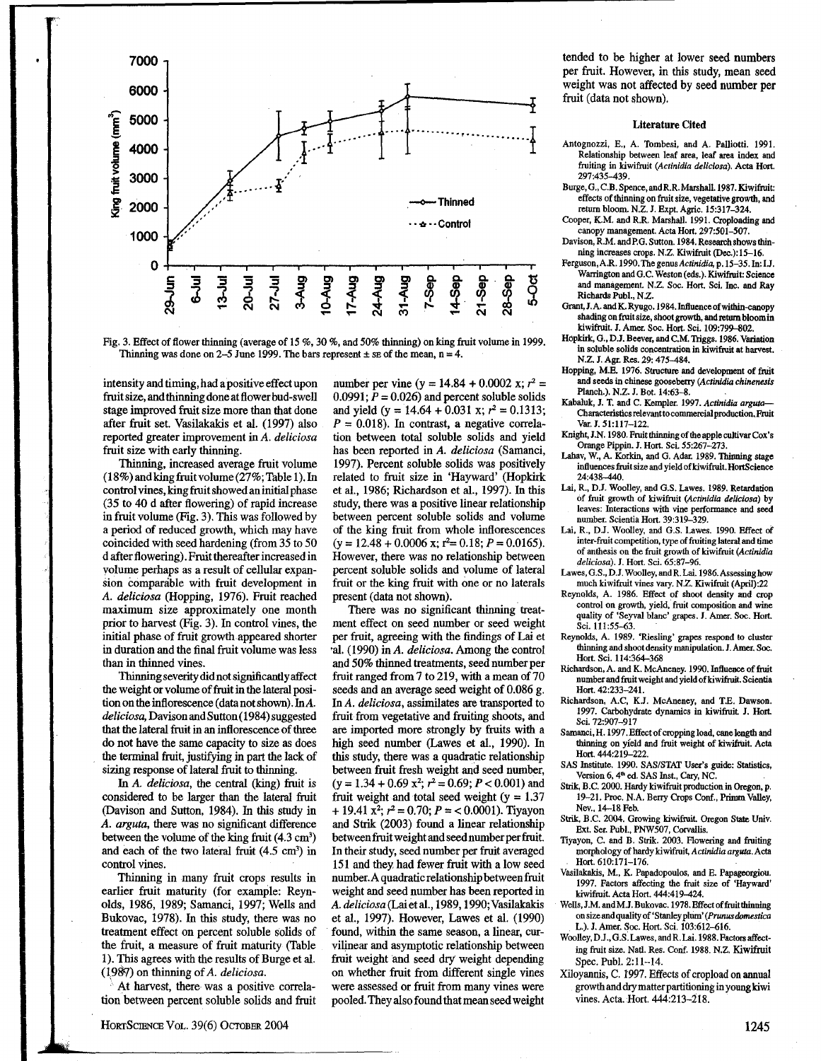7000

6000

5000

4000

3000

2000

1000

0

King fruit volume (mm³)

29-Jun 6-Jul 13-Jul 20-Jul 27-Jul 3-Aug 10-Aug 17-Aug 24-Aug 31-Aug 7-Sep 14-Sep 21-Sep 28-Sep 5-Oct

Thinned

Control

Fig. 3. Effect of flower thinning (average of 15 %, 30 %, and 50% thinning) on king fruit volume in 1999. Thinning was done on 2–5 June 1999. The bars represent ± SE of the mean, n = 4.

intensity and timing, had a positive effect upon fruit size, and thinning done at flower bud-swell stage improved fruit size more than that done after fruit set. Vasilakakis et al. (1997) also reported greater improvement in *A. deliciosa* fruit size with early thinning.

Thinning, increased average fruit volume (18%) and king fruit volume (27%; Table 1). In control vines, king fruit showed an initial phase (35 to 40 d after flowering) of rapid increase in fruit volume (Fig. 3). This was followed by a period of reduced growth, which may have coincided with seed hardening (from 35 to 50 d after flowering). Fruit thereafter increased in volume perhaps as a result of cellular expansion comparable with fruit development in *A. deliciosa* (Hopping, 1976). Fruit reached maximum size approximately one month prior to harvest (Fig. 3). In control vines, the initial phase of fruit growth appeared shorter in duration and the final fruit volume was less than in thinned vines.

Thinning severity did not significantly affect the weight or volume of fruit in the lateral position on the inflorescence (data not shown). In *A. deliciosa*, Davison and Sutton (1984) suggested that the lateral fruit in an inflorescence of three do not have the same capacity to size as does the terminal fruit, justifying in part the lack of sizing response of lateral fruit to thinning.

In *A. deliciosa*, the central (king) fruit is considered to be larger than the lateral fruit (Davison and Sutton, 1984). In this study in *A. arguta*, there was no significant difference between the volume of the king fruit (4.3 cm³) and each of the two lateral fruit (4.5 cm³) in control vines.

Thinning in many fruit crops results in earlier fruit maturity (for example: Reynolds, 1986, 1989; Samanci, 1997; Wells and Bukovac, 1978). In this study, there was no treatment effect on percent soluble solids of the fruit, a measure of fruit maturity (Table 1). This agrees with the results of Burge et al. (1987) on thinning of *A. deliciosa*.

At harvest, there was a positive correlation between percent soluble solids and fruit number per vine ($y = 14.84 + 0.0002\ x$; $r^2 = 0.0991$; $P = 0.026$) and percent soluble solids and yield ($y = 14.64 + 0.031\ x$; $r^2 = 0.1313$; $P = 0.018$). In contrast, a negative correlation between total soluble solids and yield has been reported in *A. deliciosa* (Samanci 1997). Percent soluble solids was positively related to fruit size in 'Hayward' (Hopkirk et al., 1986; Richardson et al., 1997). In this study, there was a positive linear relationship between percent soluble solids and volume of the king fruit from whole inflorescences ($y = 12.48 + 0.0006\ x$; $r^2 = 0.18$; $P = 0.0165$). However, there was no relationship between percent soluble solids and volume of lateral fruit or the king fruit with one or no laterals present (data not shown).

There was no significant thinning treatment effect on seed number or seed weight per fruit, agreeing with the findings of Lai et al. (1990) in *A. deliciosa*. Among the control and 50% thinned treatments, seed number per fruit ranged from 7 to 219, with a mean of 70 seeds and an average seed weight of 0.086 g. In *A. deliciosa*, assimilates are transported to fruit from vegetative and fruiting shoots, and are imported more strongly by fruits with a high seed number (Lawes et al., 1990). In this study, there was a quadratic relationship between fruit fresh weight and seed number, ($y = 1.34 + 0.69\ x^2$; $r^2 = 0.69$; $P < 0.001$) and fruit weight and total seed weight ($y = 1.37 + 19.41\ x^2$; $r^2 = 0.70$; $P = < 0.0001$). Tiyayon and Strik (2003) found a linear relationship between fruit weight and seed number per fruit. In their study, seed number per fruit averaged 151 and they had fewer fruit with a low seed number. A quadratic relationship between fruit weight and seed number has been reported in *A. deliciosa* (Lai et al., 1989, 1990; Vasilakakis et al., 1997). However, Lawes et al. (1990) found, within the same season, a linear, curvilinear and asymptotic relationship between fruit weight and seed dry weight depending on whether fruit from different single vines were assessed or fruit from many vines were pooled. They also found that mean seed weight tended to be higher at lower seed numbers per fruit. However, in this study, mean seed weight was not affected by seed number per fruit (data not shown).

## Literature Cited

- Antognozzi, E., A. Tombesi, and A. Palliotti. 1991. Relationship between leaf area, leaf area index and fruiting in kiwifruit (*Actinidia deliciosa*). Acta Hort. 297:435–439.
- Burge, G., C.B. Spence, and R.R. Marshall. 1987. Kiwifruit: effects of thinning on fruit size, vegetative growth, and return bloom. N.Z. J. Expt. Agric. 15:317–324.
- Cooper, K.M. and R.R. Marshall. 1991. Croploading and canopy management. Acta Hort. 297:501–507.
- Davison, R.M. and P.G. Sutton. 1984. Research shows thinning increases crops. N.Z. Kiwifruit (Dec.):15–16.
- Ferguson, A.R. 1990. The genus *Actinidia*, p. 15–35. In: I.J. Warrington and G.C. Weston (eds.). Kiwifruit: Science and management. N.Z. Soc. Hort. Sci. Inc. and Ray Richards Publ., N.Z.
- Grant, J.A. and K. Ryugo. 1984. Influence of within-canopy shading on fruit size, shoot growth, and return bloom in kiwifruit. J. Amer. Soc. Hort. Sci. 109:799–802.
- Hopkirk, G., D.J. Beever, and C.M. Triggs. 1986. Variation in soluble solids concentration in kiwifruit at harvest. N.Z. J. Agr. Res. 29: 475–484.
- Hopping, M.E. 1976. Structure and development of fruit and seeds in chinese gooseberry (*Actinidia chinensis* Planch.). N.Z. J. Bot. 14:63–8.
- Kabaluk, J. T. and C. Kempler. 1997. *Actinidia arguta*—Characteristics relevant to commercial production. Fruit Var. J. 51:117–122.
- Knight, J.N. 1980. Fruit thinning of the apple cultivar Cox's Orange Pippin. J. Hort. Sci. 55:267–273.
- Lahav, W., A. Korkin, and G. Adar. 1989. Thinning stage influences fruit size and yield of kiwifruit. HortScience 24:438–440.
- Lai, R., D.J. Woolley, and G.S. Lawes. 1989. Retardation of fruit growth of kiwifruit (*Actinidia deliciosa*) by leaves: Interactions with vine performance and seed number. Scientia Hort. 39:319–329.
- Lai, R., D.J. Woolley, and G.S. Lawes. 1990. Effect of inter-fruit competition, type of fruiting lateral and time of anthesis on the fruit growth of kiwifruit (*Actinidia deliciosa*). J. Hort. Sci. 65:87–96.
- Lawes, G.S., D.J. Woolley, and R. Lai. 1986. Assessing how much kiwifruit vines vary. N.Z. Kiwifruit (April):22
- Reynolds, A. 1986. Effect of shoot density and crop control on growth, yield, fruit composition and wine quality of 'Seyval blanc' grapes. J. Amer. Soc. Hort. Sci. 111:55–63.
- Reynolds, A. 1989. 'Riesling' grapes respond to cluster thinning and shoot density manipulation. J. Amer. Soc. Hort. Sci. 114:364–368
- Richardson, A. and K. McAneney. 1990. Influence of fruit number and fruit weight and yield of kiwifruit. Scientia Hort. 42:233–241.
- Richardson, A.C, K.J. McAneney, and T.E. Dawson. 1997. Carbohydrate dynamics in kiwifruit. J. Hort. Sci. 72:907–917
- Samanci, H. 1997. Effect of cropping load, cane length and thinning on yield and fruit weight of kiwifruit. Acta Hort. 444:219–222.
- SAS Institute. 1990. SAS/STAT User's guide: Statistics, Version 6, 4th ed. SAS Inst., Cary, NC.
- Strik, B.C. 2000. Hardy kiwifruit production in Oregon, p. 19–21. Proc. N.A. Berry Crops Conf., Primm Valley, Nev., 14–18 Feb.
- Strik, B.C. 2004. Growing kiwifruit. Oregon State Univ. Ext. Ser. Publ., PNW507, Corvallis.
- Tiyayon, C. and B. Strik. 2003. Flowering and fruiting morphology of hardy kiwifruit, *Actinidia arguta*. Acta Hort. 610:171–176.
- Vasilakakis, M., K. Papadopoulos, and E. Papageorgiou. 1997. Factors affecting the fruit size of 'Hayward' kiwifruit. Acta Hort. 444:419–424.
- Wells, J.M. and M.J. Bukovac. 1978. Effect of fruit thinning on size and quality of 'Stanley plum' (*Prunus domestica* L.). J. Amer. Soc. Hort. Sci. 103:612–616.
- Woolley, D.J., G.S. Lawes, and R. Lai. 1988. Factors affecting fruit size. Natl. Res. Conf. 1988. N.Z. Kiwifruit Spec. Publ. 2:11–14.
- Xiloyannis, C. 1997. Effects of cropload on annual growth and dry matter partitioning in young kiwi vines. Acta. Hort. 444:213–218.